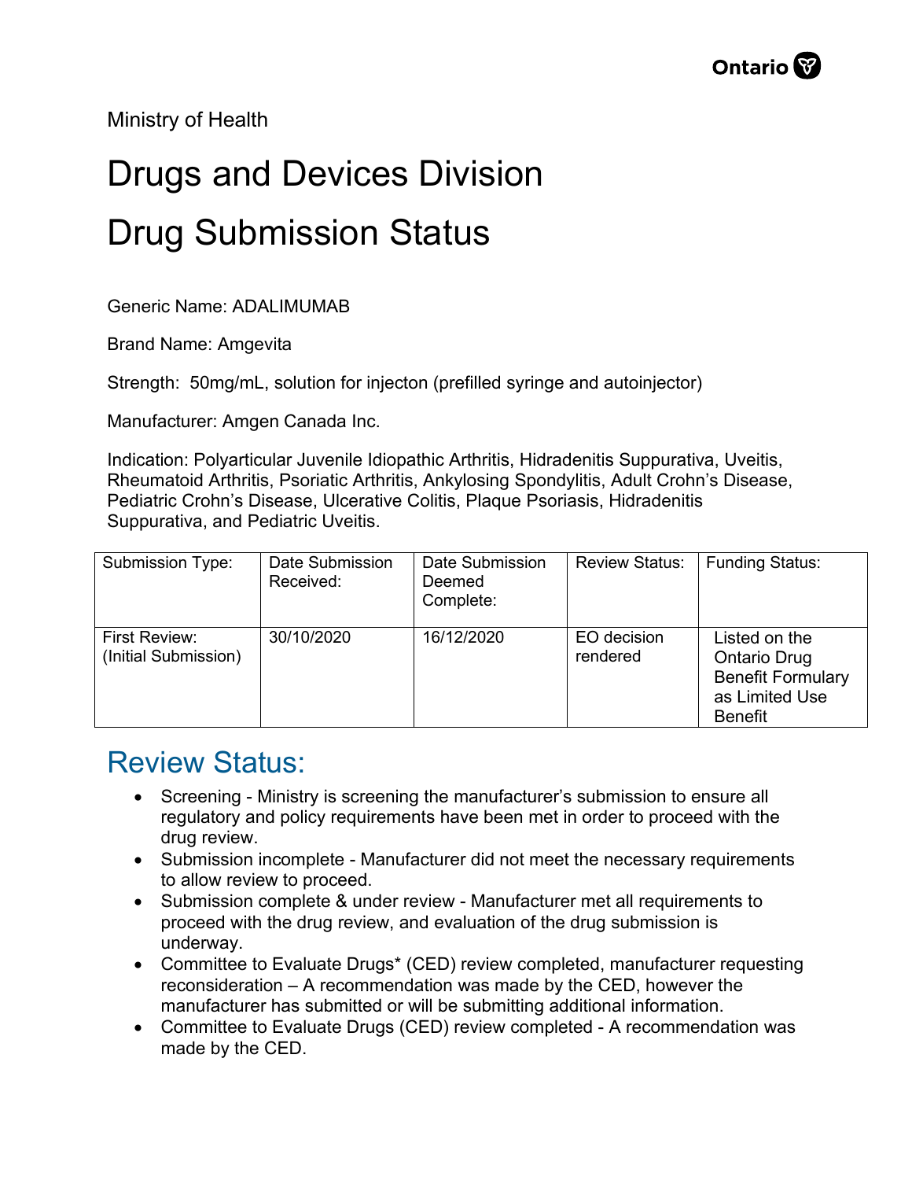Ministry of Health

# Drugs and Devices Division

# Drug Submission Status

Generic Name: ADALIMUMAB

Brand Name: Amgevita

Strength: 50mg/mL, solution for injecton (prefilled syringe and autoinjector)

Manufacturer: Amgen Canada Inc.

Indication: Polyarticular Juvenile Idiopathic Arthritis, Hidradenitis Suppurativa, Uveitis, Rheumatoid Arthritis, Psoriatic Arthritis, Ankylosing Spondylitis, Adult Crohn's Disease, Pediatric Crohn's Disease, Ulcerative Colitis, Plaque Psoriasis, Hidradenitis Suppurativa, and Pediatric Uveitis.

| Submission Type: | Date Submission Received: | Date Submission Deemed Complete: | Review Status: | Funding Status: |
|---|---|---|---|---|
| First Review: (Initial Submission) | 30/10/2020 | 16/12/2020 | EO decision rendered | Listed on the Ontario Drug Benefit Formulary as Limited Use Benefit |

## Review Status:

- Screening - Ministry is screening the manufacturer's submission to ensure all regulatory and policy requirements have been met in order to proceed with the drug review.
- Submission incomplete - Manufacturer did not meet the necessary requirements to allow review to proceed.
- Submission complete & under review - Manufacturer met all requirements to proceed with the drug review, and evaluation of the drug submission is underway.
- Committee to Evaluate Drugs* (CED) review completed, manufacturer requesting reconsideration – A recommendation was made by the CED, however the manufacturer has submitted or will be submitting additional information.
- Committee to Evaluate Drugs (CED) review completed - A recommendation was made by the CED.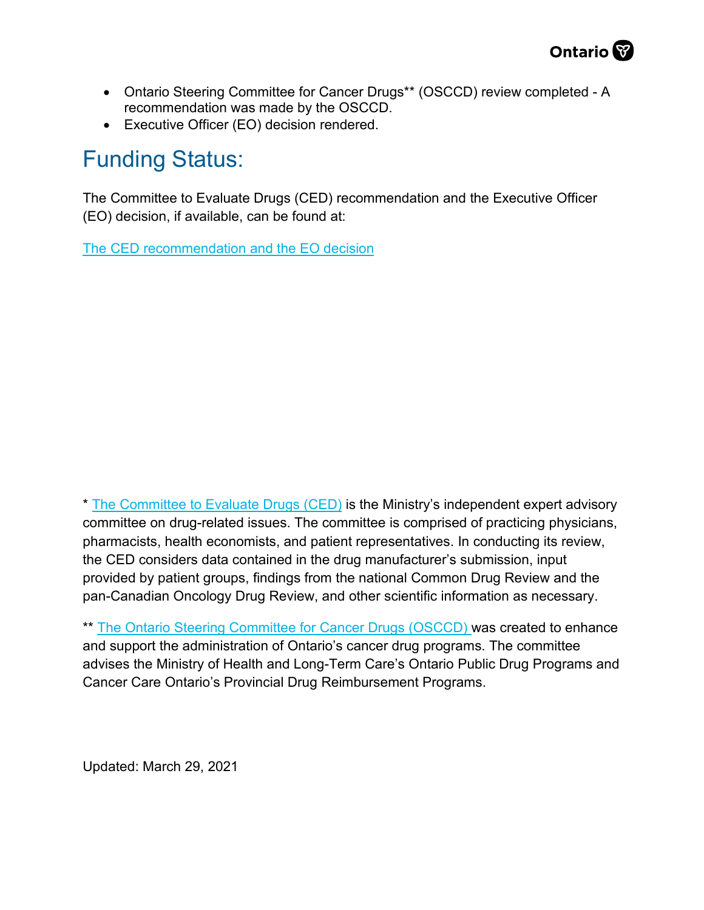- Ontario Steering Committee for Cancer Drugs** (OSCCD) review completed - A recommendation was made by the OSCCD.
- Executive Officer (EO) decision rendered.

## Funding Status:

The Committee to Evaluate Drugs (CED) recommendation and the Executive Officer (EO) decision, if available, can be found at:

The CED recommendation and the EO decision

* The Committee to Evaluate Drugs (CED) is the Ministry's independent expert advisory committee on drug-related issues. The committee is comprised of practicing physicians, pharmacists, health economists, and patient representatives. In conducting its review, the CED considers data contained in the drug manufacturer's submission, input provided by patient groups, findings from the national Common Drug Review and the pan-Canadian Oncology Drug Review, and other scientific information as necessary.

** The Ontario Steering Committee for Cancer Drugs (OSCCD) was created to enhance and support the administration of Ontario's cancer drug programs. The committee advises the Ministry of Health and Long-Term Care's Ontario Public Drug Programs and Cancer Care Ontario's Provincial Drug Reimbursement Programs.

Updated: March 29, 2021